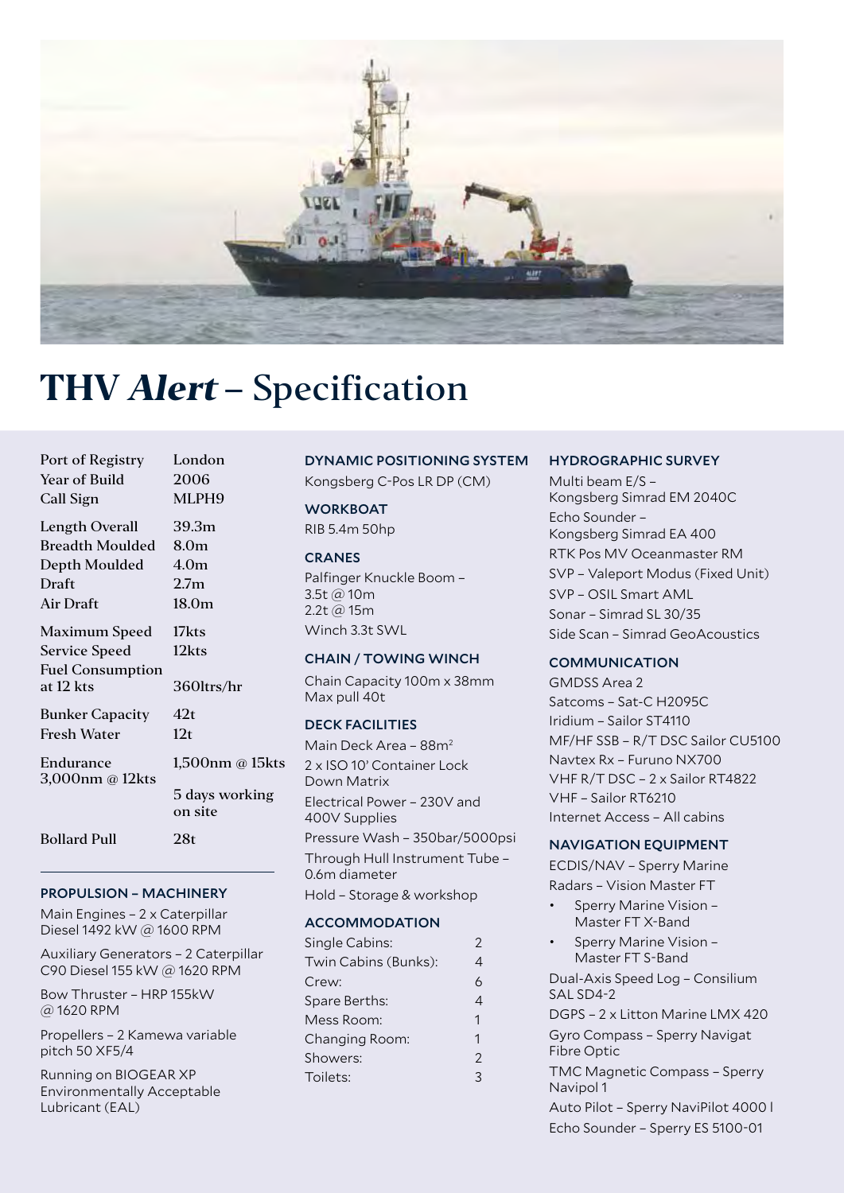# THV *Alert* – Specification

| | |
|---|---|
| Port of Registry | London |
| Year of Build | 2006 |
| Call Sign | MLPH9 |
| Length Overall | 39.3m |
| Breadth Moulded | 8.0m |
| Depth Moulded | 4.0m |
| Draft | 2.7m |
| Air Draft | 18.0m |
| Maximum Speed | 17kts |
| Service Speed | 12kts |
| Fuel Consumption at 12 kts | 360ltrs/hr |
| Bunker Capacity | 42t |
| Fresh Water | 12t |
| Endurance 3,000nm @ 12kts | 1,500nm @ 15kts |
| | 5 days working on site |
| Bollard Pull | 28t |

### PROPULSION – MACHINERY

Main Engines – 2 x Caterpillar Diesel 1492 kW @ 1600 RPM

Auxiliary Generators – 2 Caterpillar C90 Diesel 155 kW @ 1620 RPM

Bow Thruster – HRP 155kW @ 1620 RPM

Propellers – 2 Kamewa variable pitch 50 XF5/4

Running on BIOGEAR XP Environmentally Acceptable Lubricant (EAL)

### DYNAMIC POSITIONING SYSTEM

Kongsberg C-Pos LR DP (CM)

### WORKBOAT

RIB 5.4m 50hp

### CRANES

Palfinger Knuckle Boom – 3.5t @ 10m 2.2t @ 15m

Winch 3.3t SWL

### CHAIN / TOWING WINCH

Chain Capacity 100m x 38mm Max pull 40t

### DECK FACILITIES

Main Deck Area – 88m$^2$

2 x ISO 10' Container Lock Down Matrix

Electrical Power – 230V and 400V Supplies

Pressure Wash – 350bar/5000psi

Through Hull Instrument Tube – 0.6m diameter

Hold – Storage & workshop

### ACCOMMODATION

| | |
|---|---|
| Single Cabins: | 2 |
| Twin Cabins (Bunks): | 4 |
| Crew: | 6 |
| Spare Berths: | 4 |
| Mess Room: | 1 |
| Changing Room: | 1 |
| Showers: | 2 |
| Toilets: | 3 |

### HYDROGRAPHIC SURVEY

Multi beam E/S – Kongsberg Simrad EM 2040C

Echo Sounder – Kongsberg Simrad EA 400

RTK Pos MV Oceanmaster RM

SVP – Valeport Modus (Fixed Unit)

SVP – OSIL Smart AML

Sonar – Simrad SL 30/35

Side Scan – Simrad GeoAcoustics

### COMMUNICATION

GMDSS Area 2

Satcoms – Sat-C H2095C

Iridium – Sailor ST4110

MF/HF SSB – R/T DSC Sailor CU5100

Navtex Rx – Furuno NX700

VHF R/T DSC – 2 x Sailor RT4822

VHF – Sailor RT6210

Internet Access – All cabins

### NAVIGATION EQUIPMENT

ECDIS/NAV – Sperry Marine

Radars – Vision Master FT

- Sperry Marine Vision – Master FT X-Band
- Sperry Marine Vision – Master FT S-Band

Dual-Axis Speed Log – Consilium SAL SD4-2

DGPS – 2 x Litton Marine LMX 420

Gyro Compass – Sperry Navigat Fibre Optic

TMC Magnetic Compass – Sperry Navipol 1

Auto Pilot – Sperry NaviPilot 4000 I

Echo Sounder – Sperry ES 5100-01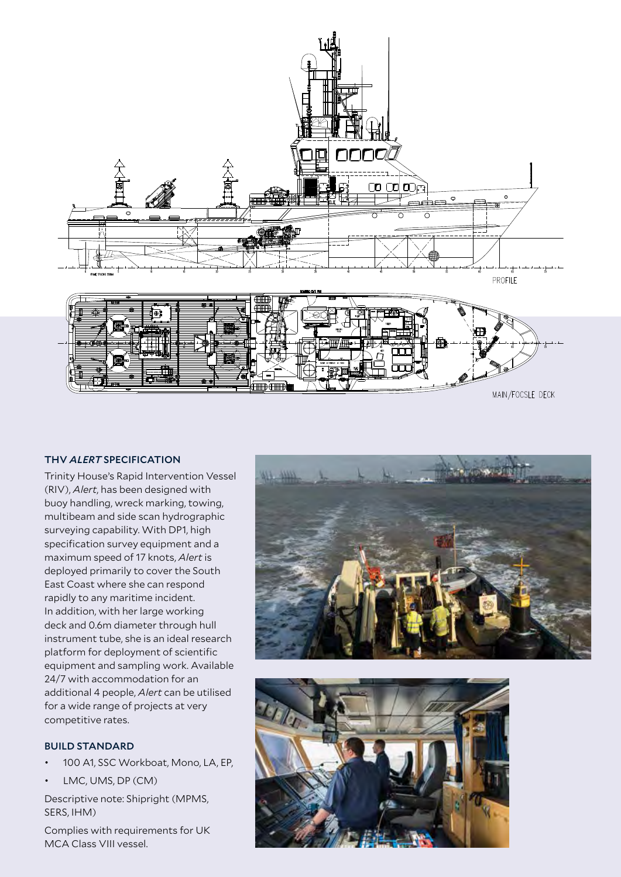PROFILE

MAIN/FOCSLE DECK

### THV *ALERT* SPECIFICATION

Trinity House's Rapid Intervention Vessel (RIV), *Alert*, has been designed with buoy handling, wreck marking, towing, multibeam and side scan hydrographic surveying capability. With DP1, high specification survey equipment and a maximum speed of 17 knots, *Alert* is deployed primarily to cover the South East Coast where she can respond rapidly to any maritime incident. In addition, with her large working deck and 0.6m diameter through hull instrument tube, she is an ideal research platform for deployment of scientific equipment and sampling work. Available 24/7 with accommodation for an additional 4 people, *Alert* can be utilised for a wide range of projects at very competitive rates.

### BUILD STANDARD

- 100 A1, SSC Workboat, Mono, LA, EP,
- LMC, UMS, DP (CM)

Descriptive note: Shipright (MPMS, SERS, IHM)

Complies with requirements for UK MCA Class VIII vessel.